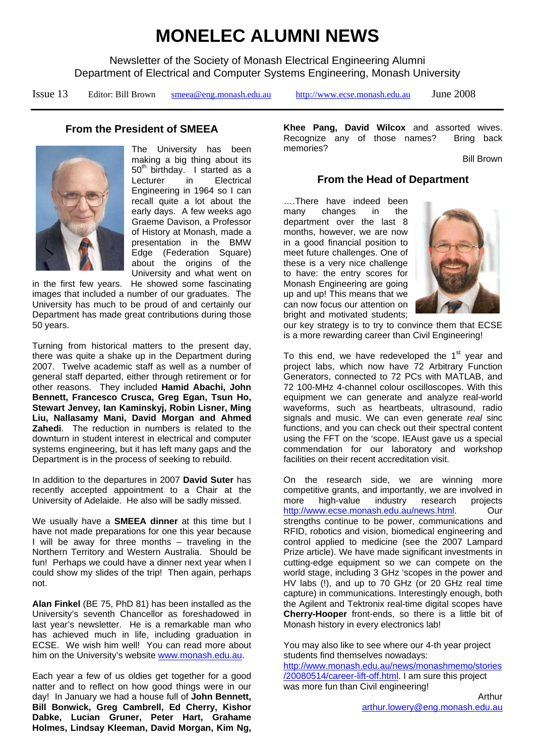# MONELEC ALUMNI NEWS

Newsletter of the Society of Monash Electrical Engineering Alumni
Department of Electrical and Computer Systems Engineering, Monash University

Issue 13 Editor: Bill Brown smeea@eng.monash.edu.au http://www.ecse.monash.edu.au June 2008

## From the President of SMEEA

The University has been making a big thing about its 50th birthday. I started as a Lecturer in Electrical Engineering in 1964 so I can recall quite a lot about the early days. A few weeks ago Graeme Davison, a Professor of History at Monash, made a presentation in the BMW Edge (Federation Square) about the origins of the University and what went on in the first few years. He showed some fascinating images that included a number of our graduates. The University has much to be proud of and certainly our Department has made great contributions during those 50 years.

Turning from historical matters to the present day, there was quite a shake up in the Department during 2007. Twelve academic staff as well as a number of general staff departed, either through retirement or for other reasons. They included **Hamid Abachi, John Bennett, Francesco Crusca, Greg Egan, Tsun Ho, Stewart Jenvey, Ian Kaminskyj, Robin Lisner, Ming Liu, Nallasamy Mani, David Morgan and Ahmed Zahedi**. The reduction in numbers is related to the downturn in student interest in electrical and computer systems engineering, but it has left many gaps and the Department is in the process of seeking to rebuild.

In addition to the departures in 2007 **David Suter** has recently accepted appointment to a Chair at the University of Adelaide. He also will be sadly missed.

We usually have a **SMEEA dinner** at this time but I have not made preparations for one this year because I will be away for three months – traveling in the Northern Territory and Western Australia. Should be fun! Perhaps we could have a dinner next year when I could show my slides of the trip! Then again, perhaps not.

**Alan Finkel** (BE 75, PhD 81) has been installed as the University's seventh Chancellor as foreshadowed in last year's newsletter. He is a remarkable man who has achieved much in life, including graduation in ECSE. We wish him well! You can read more about him on the University's website www.monash.edu.au.

Each year a few of us oldies get together for a good natter and to reflect on how good things were in our day! In January we had a house full of **John Bennett, Bill Bonwick, Greg Cambrell, Ed Cherry, Kishor Dabke, Lucian Gruner, Peter Hart, Grahame Holmes, Lindsay Kleeman, David Morgan, Kim Ng, Khee Pang, David Wilcox** and assorted wives. Recognize any of those names? Bring back memories?

Bill Brown

## From the Head of Department

….There have indeed been many changes in the department over the last 8 months, however, we are now in a good financial position to meet future challenges. One of these is a very nice challenge to have: the entry scores for Monash Engineering are going up and up! This means that we can now focus our attention on bright and motivated students; our key strategy is to try to convince them that ECSE is a more rewarding career than Civil Engineering!

To this end, we have redeveloped the 1st year and project labs, which now have 72 Arbitrary Function Generators, connected to 72 PCs with MATLAB, and 72 100-MHz 4-channel colour oscilloscopes. With this equipment we can generate and analyze real-world waveforms, such as heartbeats, ultrasound, radio signals and music. We can even generate *real* sinc functions, and you can check out their spectral content using the FFT on the 'scope. IEAust gave us a special commendation for our laboratory and workshop facilities on their recent accreditation visit.

On the research side, we are winning more competitive grants, and importantly, we are involved in more high-value industry research projects http://www.ecse.monash.edu.au/news.html. Our strengths continue to be power, communications and RFID, robotics and vision, biomedical engineering and control applied to medicine (see the 2007 Lampard Prize article). We have made significant investments in cutting-edge equipment so we can compete on the world stage, including 3 GHz 'scopes in the power and HV labs (!), and up to 70 GHz (or 20 GHz real time capture) in communications. Interestingly enough, both the Agilent and Tektronix real-time digital scopes have **Cherry-Hooper** front-ends, so there is a little bit of Monash history in every electronics lab!

You may also like to see where our 4-th year project students find themselves nowadays: http://www.monash.edu.au/news/monashmemo/stories/20080514/career-lift-off.html. I am sure this project was more fun than Civil engineering!

Arthur
arthur.lowery@eng.monash.edu.au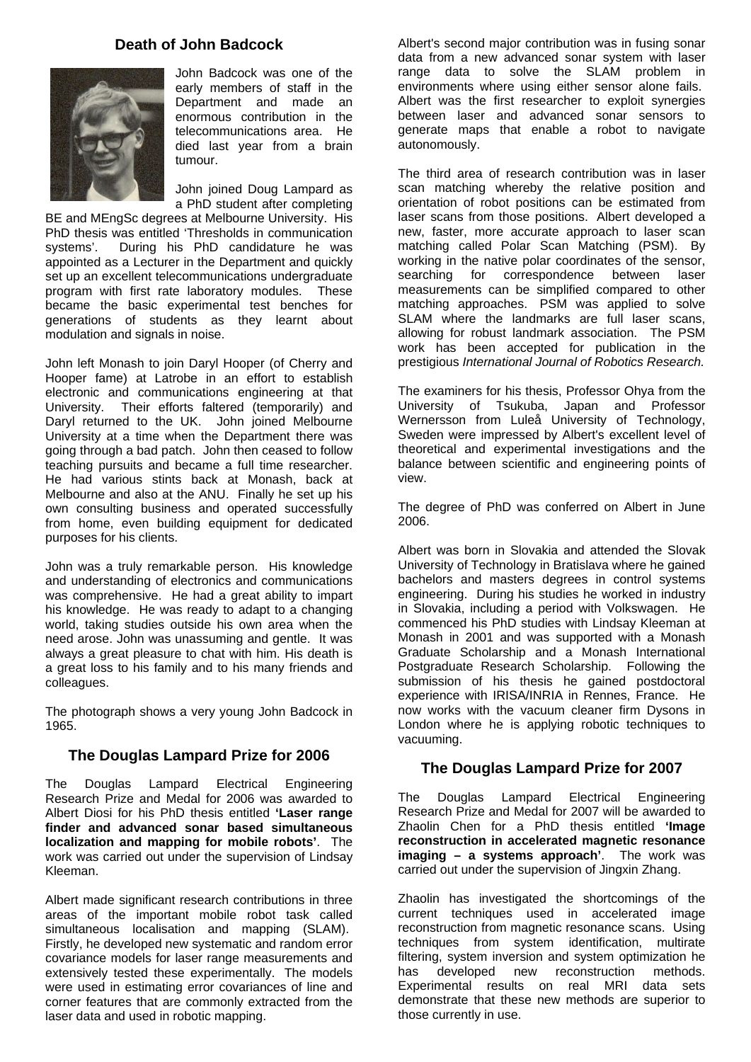## Death of John Badcock

John Badcock was one of the early members of staff in the Department and made an enormous contribution in the telecommunications area. He died last year from a brain tumour.

John joined Doug Lampard as a PhD student after completing BE and MEngSc degrees at Melbourne University. His PhD thesis was entitled 'Thresholds in communication systems'. During his PhD candidature he was appointed as a Lecturer in the Department and quickly set up an excellent telecommunications undergraduate program with first rate laboratory modules. These became the basic experimental test benches for generations of students as they learnt about modulation and signals in noise.

John left Monash to join Daryl Hooper (of Cherry and Hooper fame) at Latrobe in an effort to establish electronic and communications engineering at that University. Their efforts faltered (temporarily) and Daryl returned to the UK. John joined Melbourne University at a time when the Department there was going through a bad patch. John then ceased to follow teaching pursuits and became a full time researcher. He had various stints back at Monash, back at Melbourne and also at the ANU. Finally he set up his own consulting business and operated successfully from home, even building equipment for dedicated purposes for his clients.

John was a truly remarkable person. His knowledge and understanding of electronics and communications was comprehensive. He had a great ability to impart his knowledge. He was ready to adapt to a changing world, taking studies outside his own area when the need arose. John was unassuming and gentle. It was always a great pleasure to chat with him. His death is a great loss to his family and to his many friends and colleagues.

The photograph shows a very young John Badcock in 1965.

## The Douglas Lampard Prize for 2006

The Douglas Lampard Electrical Engineering Research Prize and Medal for 2006 was awarded to Albert Diosi for his PhD thesis entitled **'Laser range finder and advanced sonar based simultaneous localization and mapping for mobile robots'**. The work was carried out under the supervision of Lindsay Kleeman.

Albert made significant research contributions in three areas of the important mobile robot task called simultaneous localisation and mapping (SLAM). Firstly, he developed new systematic and random error covariance models for laser range measurements and extensively tested these experimentally. The models were used in estimating error covariances of line and corner features that are commonly extracted from the laser data and used in robotic mapping.

Albert's second major contribution was in fusing sonar data from a new advanced sonar system with laser range data to solve the SLAM problem in environments where using either sensor alone fails. Albert was the first researcher to exploit synergies between laser and advanced sonar sensors to generate maps that enable a robot to navigate autonomously.

The third area of research contribution was in laser scan matching whereby the relative position and orientation of robot positions can be estimated from laser scans from those positions. Albert developed a new, faster, more accurate approach to laser scan matching called Polar Scan Matching (PSM). By working in the native polar coordinates of the sensor, searching for correspondence between laser measurements can be simplified compared to other matching approaches. PSM was applied to solve SLAM where the landmarks are full laser scans, allowing for robust landmark association. The PSM work has been accepted for publication in the prestigious *International Journal of Robotics Research.*

The examiners for his thesis, Professor Ohya from the University of Tsukuba, Japan and Professor Wernersson from Luleå University of Technology, Sweden were impressed by Albert's excellent level of theoretical and experimental investigations and the balance between scientific and engineering points of view.

The degree of PhD was conferred on Albert in June 2006.

Albert was born in Slovakia and attended the Slovak University of Technology in Bratislava where he gained bachelors and masters degrees in control systems engineering. During his studies he worked in industry in Slovakia, including a period with Volkswagen. He commenced his PhD studies with Lindsay Kleeman at Monash in 2001 and was supported with a Monash Graduate Scholarship and a Monash International Postgraduate Research Scholarship. Following the submission of his thesis he gained postdoctoral experience with IRISA/INRIA in Rennes, France. He now works with the vacuum cleaner firm Dysons in London where he is applying robotic techniques to vacuuming.

## The Douglas Lampard Prize for 2007

The Douglas Lampard Electrical Engineering Research Prize and Medal for 2007 will be awarded to Zhaolin Chen for a PhD thesis entitled **'Image reconstruction in accelerated magnetic resonance imaging – a systems approach'**. The work was carried out under the supervision of Jingxin Zhang.

Zhaolin has investigated the shortcomings of the current techniques used in accelerated image reconstruction from magnetic resonance scans. Using techniques from system identification, multirate filtering, system inversion and system optimization he has developed new reconstruction methods. Experimental results on real MRI data sets demonstrate that these new methods are superior to those currently in use.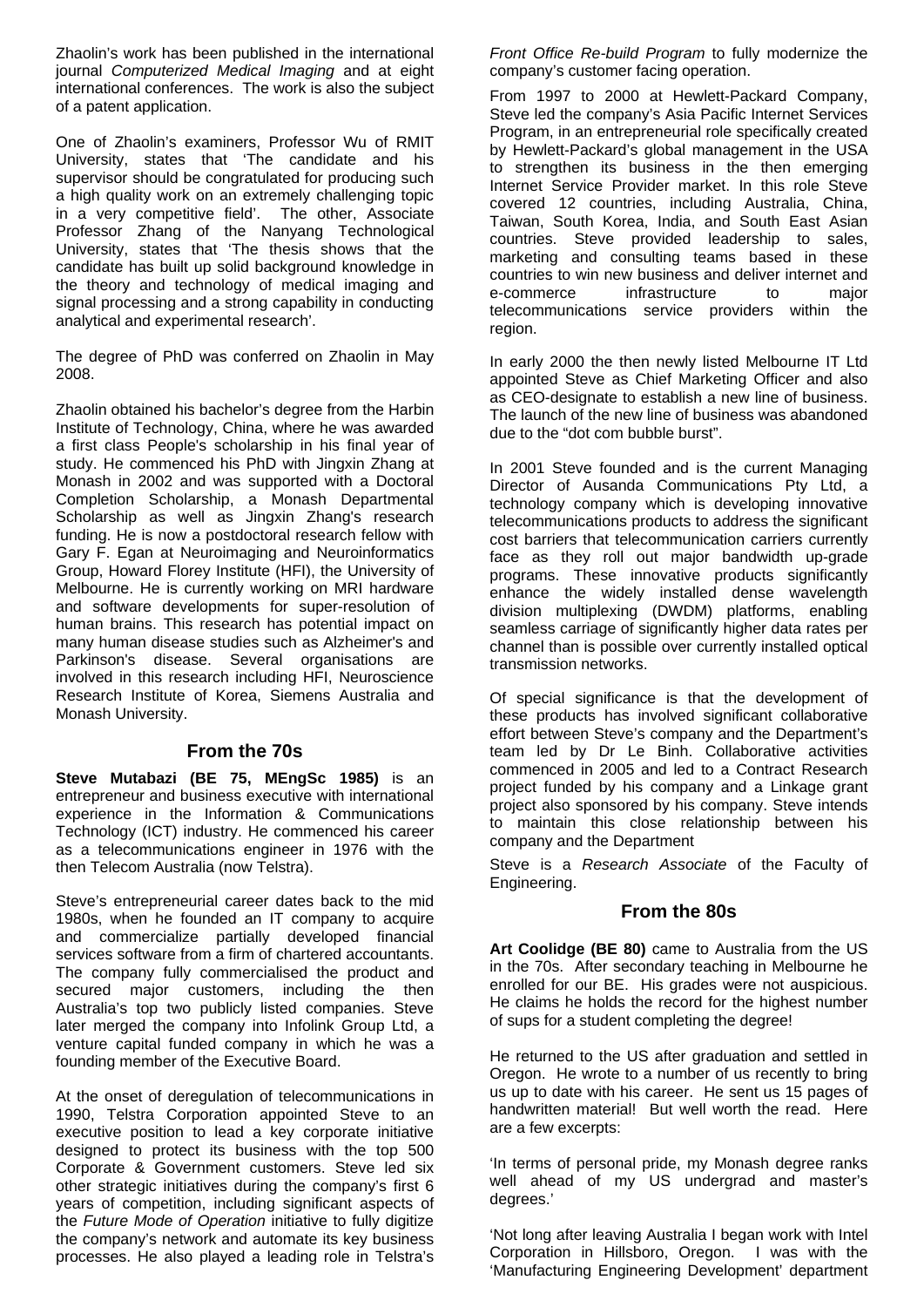Zhaolin's work has been published in the international journal *Computerized Medical Imaging* and at eight international conferences. The work is also the subject of a patent application.

One of Zhaolin's examiners, Professor Wu of RMIT University, states that 'The candidate and his supervisor should be congratulated for producing such a high quality work on an extremely challenging topic in a very competitive field'. The other, Associate Professor Zhang of the Nanyang Technological University, states that 'The thesis shows that the candidate has built up solid background knowledge in the theory and technology of medical imaging and signal processing and a strong capability in conducting analytical and experimental research'.

The degree of PhD was conferred on Zhaolin in May 2008.

Zhaolin obtained his bachelor's degree from the Harbin Institute of Technology, China, where he was awarded a first class People's scholarship in his final year of study. He commenced his PhD with Jingxin Zhang at Monash in 2002 and was supported with a Doctoral Completion Scholarship, a Monash Departmental Scholarship as well as Jingxin Zhang's research funding. He is now a postdoctoral research fellow with Gary F. Egan at Neuroimaging and Neuroinformatics Group, Howard Florey Institute (HFI), the University of Melbourne. He is currently working on MRI hardware and software developments for super-resolution of human brains. This research has potential impact on many human disease studies such as Alzheimer's and Parkinson's disease. Several organisations are involved in this research including HFI, Neuroscience Research Institute of Korea, Siemens Australia and Monash University.

## From the 70s

**Steve Mutabazi (BE 75, MEngSc 1985)** is an entrepreneur and business executive with international experience in the Information & Communications Technology (ICT) industry. He commenced his career as a telecommunications engineer in 1976 with the then Telecom Australia (now Telstra).

Steve's entrepreneurial career dates back to the mid 1980s, when he founded an IT company to acquire and commercialize partially developed financial services software from a firm of chartered accountants. The company fully commercialised the product and secured major customers, including the then Australia's top two publicly listed companies. Steve later merged the company into Infolink Group Ltd, a venture capital funded company in which he was a founding member of the Executive Board.

At the onset of deregulation of telecommunications in 1990, Telstra Corporation appointed Steve to an executive position to lead a key corporate initiative designed to protect its business with the top 500 Corporate & Government customers. Steve led six other strategic initiatives during the company's first 6 years of competition, including significant aspects of the *Future Mode of Operation* initiative to fully digitize the company's network and automate its key business processes. He also played a leading role in Telstra's *Front Office Re-build Program* to fully modernize the company's customer facing operation.

From 1997 to 2000 at Hewlett-Packard Company, Steve led the company's Asia Pacific Internet Services Program, in an entrepreneurial role specifically created by Hewlett-Packard's global management in the USA to strengthen its business in the then emerging Internet Service Provider market. In this role Steve covered 12 countries, including Australia, China, Taiwan, South Korea, India, and South East Asian countries. Steve provided leadership to sales, marketing and consulting teams based in these countries to win new business and deliver internet and e-commerce infrastructure to major telecommunications service providers within the region.

In early 2000 the then newly listed Melbourne IT Ltd appointed Steve as Chief Marketing Officer and also as CEO-designate to establish a new line of business. The launch of the new line of business was abandoned due to the "dot com bubble burst".

In 2001 Steve founded and is the current Managing Director of Ausanda Communications Pty Ltd, a technology company which is developing innovative telecommunications products to address the significant cost barriers that telecommunication carriers currently face as they roll out major bandwidth up-grade programs. These innovative products significantly enhance the widely installed dense wavelength division multiplexing (DWDM) platforms, enabling seamless carriage of significantly higher data rates per channel than is possible over currently installed optical transmission networks.

Of special significance is that the development of these products has involved significant collaborative effort between Steve's company and the Department's team led by Dr Le Binh. Collaborative activities commenced in 2005 and led to a Contract Research project funded by his company and a Linkage grant project also sponsored by his company. Steve intends to maintain this close relationship between his company and the Department

Steve is a *Research Associate* of the Faculty of Engineering.

## From the 80s

**Art Coolidge (BE 80)** came to Australia from the US in the 70s. After secondary teaching in Melbourne he enrolled for our BE. His grades were not auspicious. He claims he holds the record for the highest number of sups for a student completing the degree!

He returned to the US after graduation and settled in Oregon. He wrote to a number of us recently to bring us up to date with his career. He sent us 15 pages of handwritten material! But well worth the read. Here are a few excerpts:

'In terms of personal pride, my Monash degree ranks well ahead of my US undergrad and master's degrees.'

'Not long after leaving Australia I began work with Intel Corporation in Hillsboro, Oregon. I was with the 'Manufacturing Engineering Development' department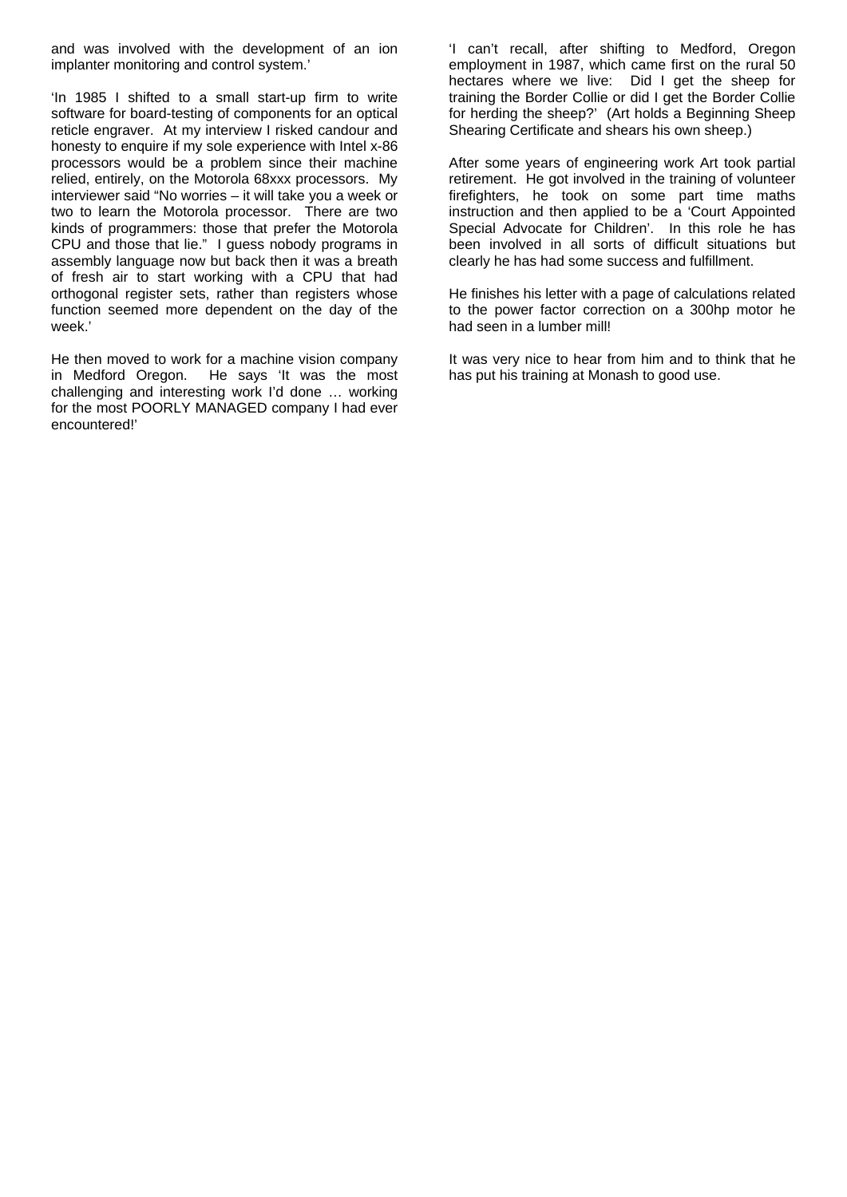and was involved with the development of an ion implanter monitoring and control system.'

'In 1985 I shifted to a small start-up firm to write software for board-testing of components for an optical reticle engraver. At my interview I risked candour and honesty to enquire if my sole experience with Intel x-86 processors would be a problem since their machine relied, entirely, on the Motorola 68xxx processors. My interviewer said "No worries – it will take you a week or two to learn the Motorola processor. There are two kinds of programmers: those that prefer the Motorola CPU and those that lie." I guess nobody programs in assembly language now but back then it was a breath of fresh air to start working with a CPU that had orthogonal register sets, rather than registers whose function seemed more dependent on the day of the week.'

He then moved to work for a machine vision company in Medford Oregon. He says 'It was the most challenging and interesting work I'd done … working for the most POORLY MANAGED company I had ever encountered!'

'I can't recall, after shifting to Medford, Oregon employment in 1987, which came first on the rural 50 hectares where we live: Did I get the sheep for training the Border Collie or did I get the Border Collie for herding the sheep?' (Art holds a Beginning Sheep Shearing Certificate and shears his own sheep.)

After some years of engineering work Art took partial retirement. He got involved in the training of volunteer firefighters, he took on some part time maths instruction and then applied to be a 'Court Appointed Special Advocate for Children'. In this role he has been involved in all sorts of difficult situations but clearly he has had some success and fulfillment.

He finishes his letter with a page of calculations related to the power factor correction on a 300hp motor he had seen in a lumber mill!

It was very nice to hear from him and to think that he has put his training at Monash to good use.